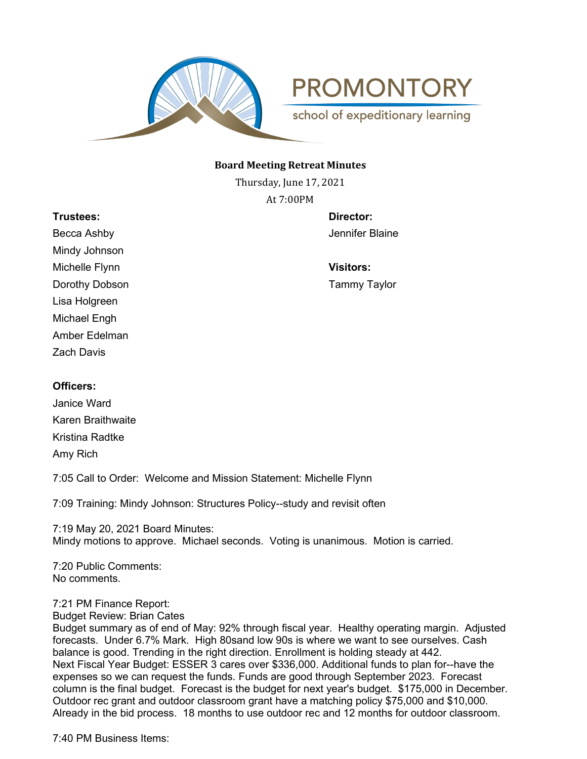# PROMONTORY

school of expeditionary learning

## Board Meeting Retreat Minutes

Thursday, June 17, 2021

At 7:00PM

**Trustees:**

Becca Ashby

Mindy Johnson

Michelle Flynn

Dorothy Dobson

Lisa Holgreen

Michael Engh

Amber Edelman

Zach Davis

**Director:**

Jennifer Blaine

**Visitors:**

Tammy Taylor

**Officers:**

Janice Ward

Karen Braithwaite

Kristina Radtke

Amy Rich

7:05 Call to Order: Welcome and Mission Statement: Michelle Flynn

7:09 Training: Mindy Johnson: Structures Policy--study and revisit often

7:19 May 20, 2021 Board Minutes:
Mindy motions to approve. Michael seconds. Voting is unanimous. Motion is carried.

7:20 Public Comments:
No comments.

7:21 PM Finance Report:
Budget Review: Brian Cates
Budget summary as of end of May: 92% through fiscal year. Healthy operating margin. Adjusted forecasts. Under 6.7% Mark. High 80sand low 90s is where we want to see ourselves. Cash balance is good. Trending in the right direction. Enrollment is holding steady at 442.
Next Fiscal Year Budget: ESSER 3 cares over $336,000. Additional funds to plan for--have the expenses so we can request the funds. Funds are good through September 2023. Forecast column is the final budget. Forecast is the budget for next year's budget. $175,000 in December. Outdoor rec grant and outdoor classroom grant have a matching policy $75,000 and $10,000. Already in the bid process. 18 months to use outdoor rec and 12 months for outdoor classroom.

7:40 PM Business Items: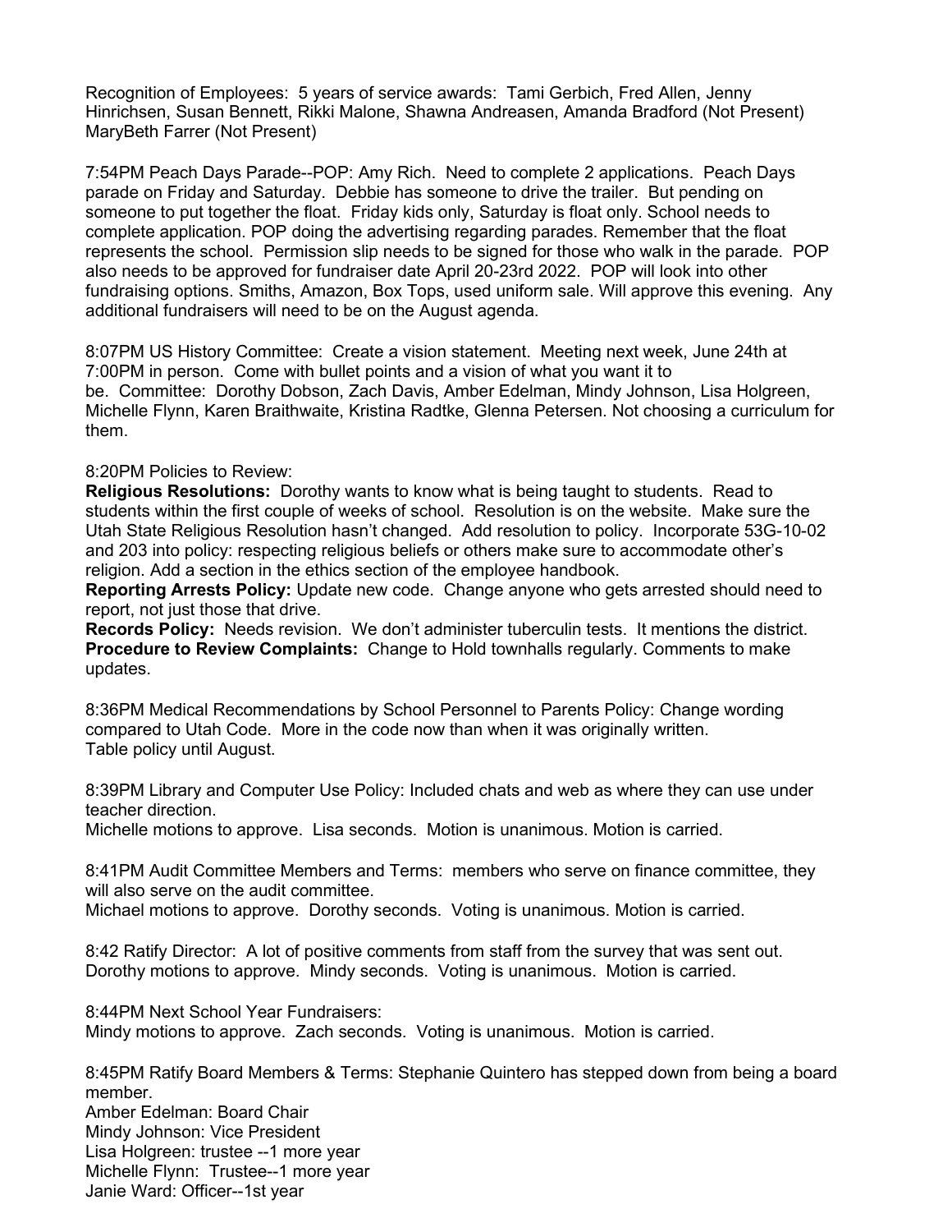Recognition of Employees: 5 years of service awards: Tami Gerbich, Fred Allen, Jenny Hinrichsen, Susan Bennett, Rikki Malone, Shawna Andreasen, Amanda Bradford (Not Present) MaryBeth Farrer (Not Present)

7:54PM Peach Days Parade--POP: Amy Rich. Need to complete 2 applications. Peach Days parade on Friday and Saturday. Debbie has someone to drive the trailer. But pending on someone to put together the float. Friday kids only, Saturday is float only. School needs to complete application. POP doing the advertising regarding parades. Remember that the float represents the school. Permission slip needs to be signed for those who walk in the parade. POP also needs to be approved for fundraiser date April 20-23rd 2022. POP will look into other fundraising options. Smiths, Amazon, Box Tops, used uniform sale. Will approve this evening. Any additional fundraisers will need to be on the August agenda.

8:07PM US History Committee: Create a vision statement. Meeting next week, June 24th at 7:00PM in person. Come with bullet points and a vision of what you want it to be. Committee: Dorothy Dobson, Zach Davis, Amber Edelman, Mindy Johnson, Lisa Holgreen, Michelle Flynn, Karen Braithwaite, Kristina Radtke, Glenna Petersen. Not choosing a curriculum for them.

8:20PM Policies to Review:
**Religious Resolutions:** Dorothy wants to know what is being taught to students. Read to students within the first couple of weeks of school. Resolution is on the website. Make sure the Utah State Religious Resolution hasn't changed. Add resolution to policy. Incorporate 53G-10-02 and 203 into policy: respecting religious beliefs or others make sure to accommodate other's religion. Add a section in the ethics section of the employee handbook.
**Reporting Arrests Policy:** Update new code. Change anyone who gets arrested should need to report, not just those that drive.
**Records Policy:** Needs revision. We don't administer tuberculin tests. It mentions the district.
**Procedure to Review Complaints:** Change to Hold townhalls regularly. Comments to make updates.

8:36PM Medical Recommendations by School Personnel to Parents Policy: Change wording compared to Utah Code. More in the code now than when it was originally written.
Table policy until August.

8:39PM Library and Computer Use Policy: Included chats and web as where they can use under teacher direction.
Michelle motions to approve. Lisa seconds. Motion is unanimous. Motion is carried.

8:41PM Audit Committee Members and Terms: members who serve on finance committee, they will also serve on the audit committee.
Michael motions to approve. Dorothy seconds. Voting is unanimous. Motion is carried.

8:42 Ratify Director: A lot of positive comments from staff from the survey that was sent out.
Dorothy motions to approve. Mindy seconds. Voting is unanimous. Motion is carried.

8:44PM Next School Year Fundraisers:
Mindy motions to approve. Zach seconds. Voting is unanimous. Motion is carried.

8:45PM Ratify Board Members & Terms: Stephanie Quintero has stepped down from being a board member.
Amber Edelman: Board Chair
Mindy Johnson: Vice President
Lisa Holgreen: trustee --1 more year
Michelle Flynn: Trustee--1 more year
Janie Ward: Officer--1st year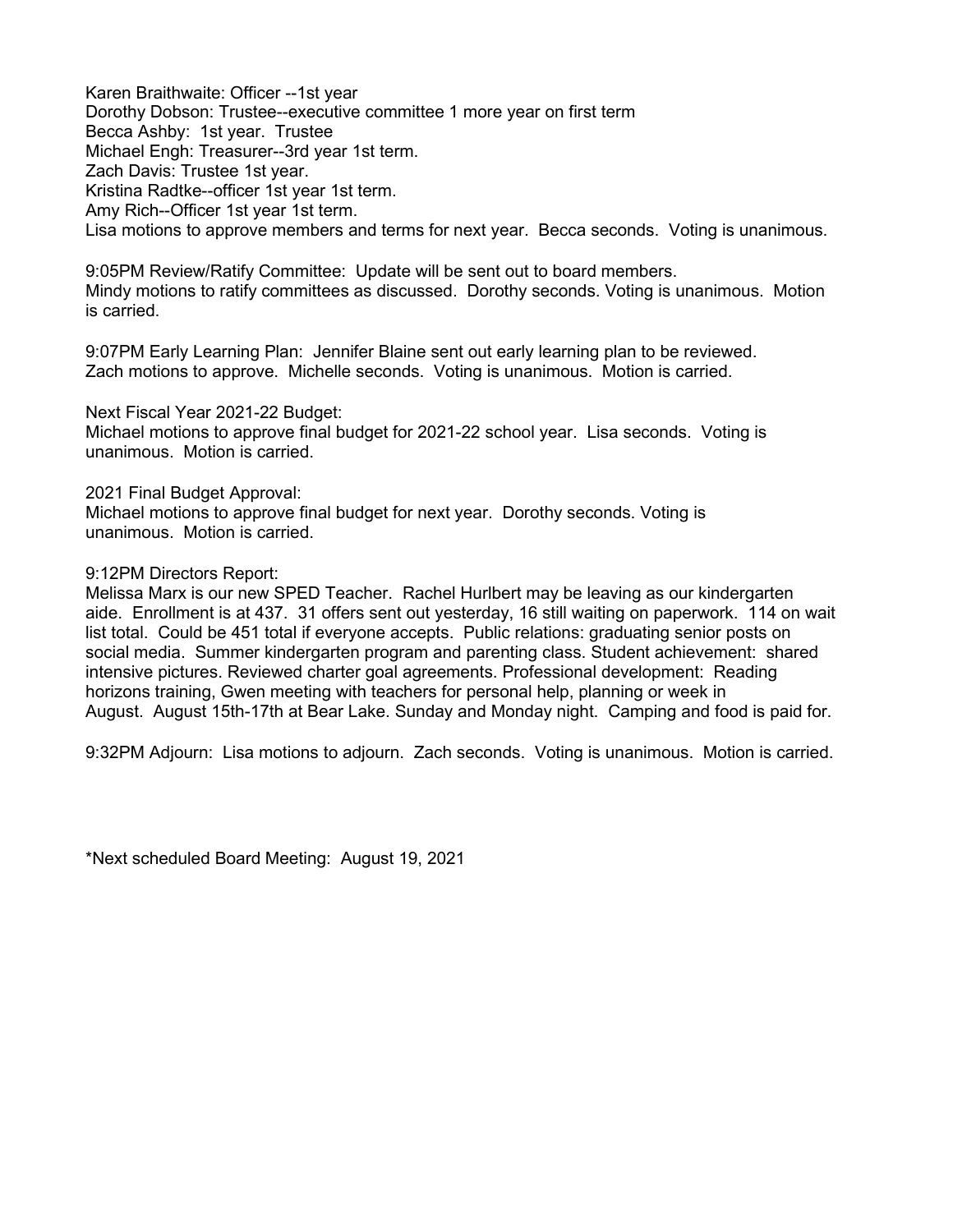Karen Braithwaite: Officer --1st year
Dorothy Dobson: Trustee--executive committee 1 more year on first term
Becca Ashby: 1st year. Trustee
Michael Engh: Treasurer--3rd year 1st term.
Zach Davis: Trustee 1st year.
Kristina Radtke--officer 1st year 1st term.
Amy Rich--Officer 1st year 1st term.
Lisa motions to approve members and terms for next year. Becca seconds. Voting is unanimous.

9:05PM Review/Ratify Committee: Update will be sent out to board members.
Mindy motions to ratify committees as discussed. Dorothy seconds. Voting is unanimous. Motion is carried.

9:07PM Early Learning Plan: Jennifer Blaine sent out early learning plan to be reviewed.
Zach motions to approve. Michelle seconds. Voting is unanimous. Motion is carried.

Next Fiscal Year 2021-22 Budget:
Michael motions to approve final budget for 2021-22 school year. Lisa seconds. Voting is unanimous. Motion is carried.

2021 Final Budget Approval:
Michael motions to approve final budget for next year. Dorothy seconds. Voting is unanimous. Motion is carried.

9:12PM Directors Report:
Melissa Marx is our new SPED Teacher. Rachel Hurlbert may be leaving as our kindergarten aide. Enrollment is at 437. 31 offers sent out yesterday, 16 still waiting on paperwork. 114 on wait list total. Could be 451 total if everyone accepts. Public relations: graduating senior posts on social media. Summer kindergarten program and parenting class. Student achievement: shared intensive pictures. Reviewed charter goal agreements. Professional development: Reading horizons training, Gwen meeting with teachers for personal help, planning or week in August. August 15th-17th at Bear Lake. Sunday and Monday night. Camping and food is paid for.

9:32PM Adjourn: Lisa motions to adjourn. Zach seconds. Voting is unanimous. Motion is carried.

*Next scheduled Board Meeting: August 19, 2021